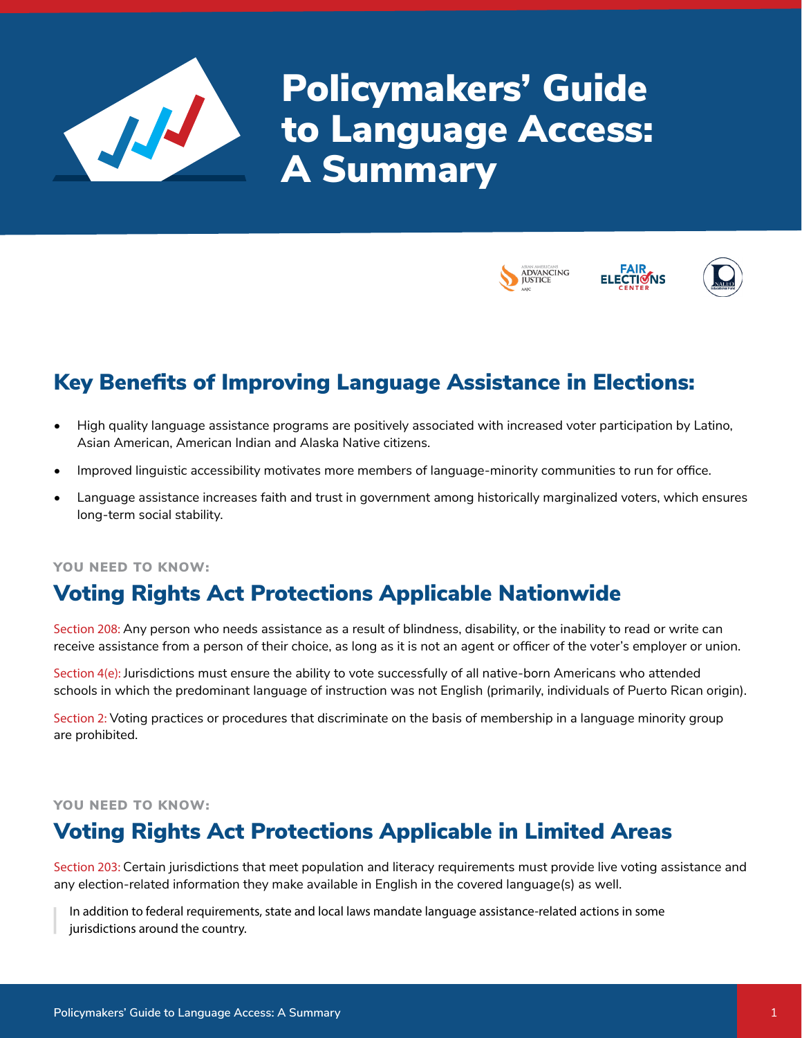# Policymakers' Guide to Language Access: A Summary

## Key Benefits of Improving Language Assistance in Elections:

- High quality language assistance programs are positively associated with increased voter participation by Latino, Asian American, American Indian and Alaska Native citizens.
- Improved linguistic accessibility motivates more members of language-minority communities to run for office.
- Language assistance increases faith and trust in government among historically marginalized voters, which ensures long-term social stability.

**YOU NEED TO KNOW:**

## Voting Rights Act Protections Applicable Nationwide

Section 208: Any person who needs assistance as a result of blindness, disability, or the inability to read or write can receive assistance from a person of their choice, as long as it is not an agent or officer of the voter's employer or union.

Section 4(e): Jurisdictions must ensure the ability to vote successfully of all native-born Americans who attended schools in which the predominant language of instruction was not English (primarily, individuals of Puerto Rican origin).

Section 2: Voting practices or procedures that discriminate on the basis of membership in a language minority group are prohibited.

**YOU NEED TO KNOW:**

## Voting Rights Act Protections Applicable in Limited Areas

Section 203: Certain jurisdictions that meet population and literacy requirements must provide live voting assistance and any election-related information they make available in English in the covered language(s) as well.

> In addition to federal requirements, state and local laws mandate language assistance-related actions in some jurisdictions around the country.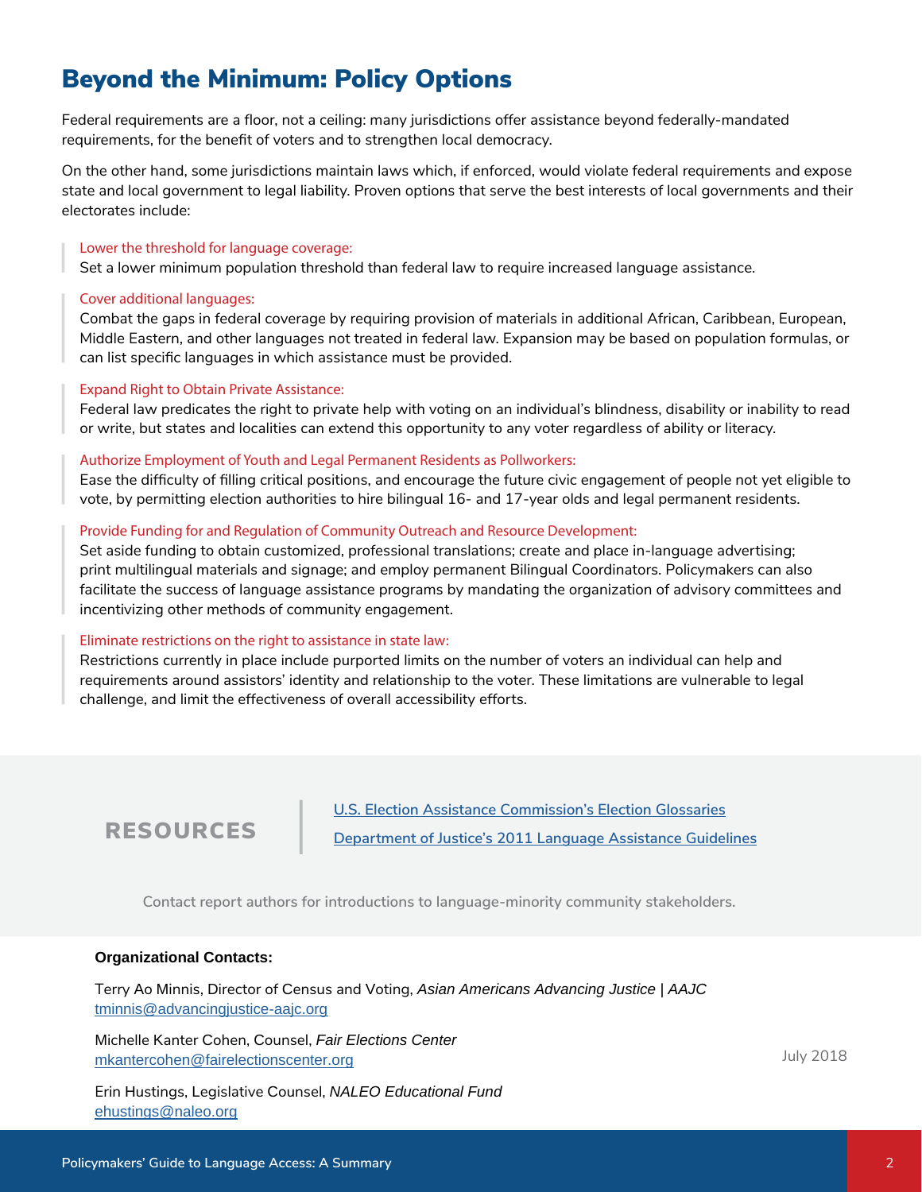## Beyond the Minimum: Policy Options

Federal requirements are a floor, not a ceiling: many jurisdictions offer assistance beyond federally-mandated requirements, for the benefit of voters and to strengthen local democracy.

On the other hand, some jurisdictions maintain laws which, if enforced, would violate federal requirements and expose state and local government to legal liability. Proven options that serve the best interests of local governments and their electorates include:

> Lower the threshold for language coverage:
> Set a lower minimum population threshold than federal law to require increased language assistance.

> Cover additional languages:
> Combat the gaps in federal coverage by requiring provision of materials in additional African, Caribbean, European, Middle Eastern, and other languages not treated in federal law. Expansion may be based on population formulas, or can list specific languages in which assistance must be provided.

> Expand Right to Obtain Private Assistance:
> Federal law predicates the right to private help with voting on an individual's blindness, disability or inability to read or write, but states and localities can extend this opportunity to any voter regardless of ability or literacy.

> Authorize Employment of Youth and Legal Permanent Residents as Pollworkers:
> Ease the difficulty of filling critical positions, and encourage the future civic engagement of people not yet eligible to vote, by permitting election authorities to hire bilingual 16- and 17-year olds and legal permanent residents.

> Provide Funding for and Regulation of Community Outreach and Resource Development:
> Set aside funding to obtain customized, professional translations; create and place in-language advertising; print multilingual materials and signage; and employ permanent Bilingual Coordinators. Policymakers can also facilitate the success of language assistance programs by mandating the organization of advisory committees and incentivizing other methods of community engagement.

> Eliminate restrictions on the right to assistance in state law:
> Restrictions currently in place include purported limits on the number of voters an individual can help and requirements around assistors' identity and relationship to the voter. These limitations are vulnerable to legal challenge, and limit the effectiveness of overall accessibility efforts.

### RESOURCES

- U.S. Election Assistance Commission's Election Glossaries
- Department of Justice's 2011 Language Assistance Guidelines

Contact report authors for introductions to language-minority community stakeholders.

**Organizational Contacts:**

Terry Ao Minnis, Director of Census and Voting, *Asian Americans Advancing Justice | AAJC*
tminnis@advancingjustice-aajc.org

Michelle Kanter Cohen, Counsel, *Fair Elections Center*
mkantercohen@fairelectionscenter.org

Erin Hustings, Legislative Counsel, *NALEO Educational Fund*
ehustings@naleo.org

July 2018